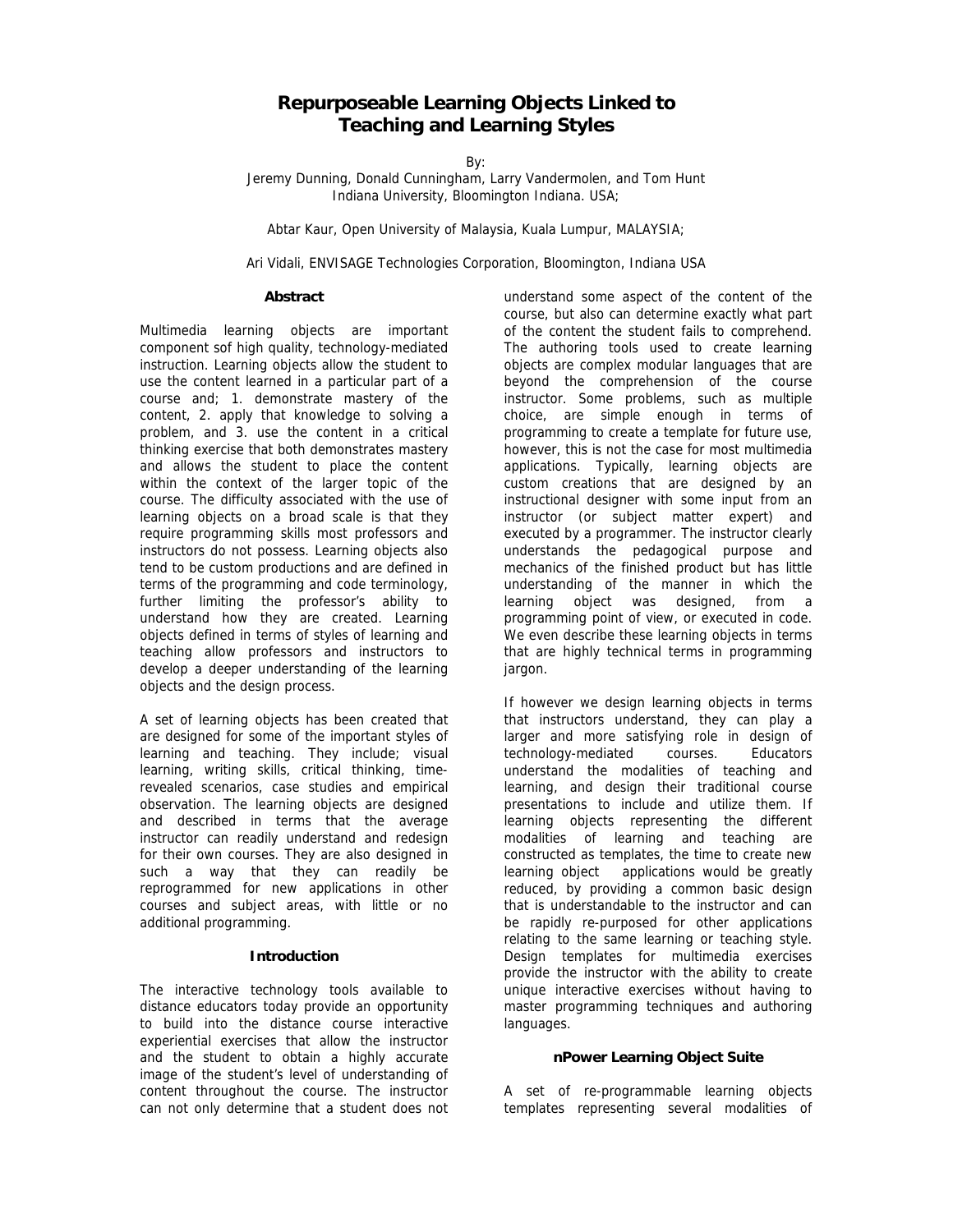# Repurposeable Learning Objects Linked to Teaching and Learning Styles

By:
Jeremy Dunning, Donald Cunningham, Larry Vandermolen, and Tom Hunt
Indiana University, Bloomington Indiana. USA;

Abtar Kaur, Open University of Malaysia, Kuala Lumpur, MALAYSIA;

Ari Vidali, ENVISAGE Technologies Corporation, Bloomington, Indiana USA

## Abstract

Multimedia learning objects are important component sof high quality, technology-mediated instruction. Learning objects allow the student to use the content learned in a particular part of a course and; 1. demonstrate mastery of the content, 2. apply that knowledge to solving a problem, and 3. use the content in a critical thinking exercise that both demonstrates mastery and allows the student to place the content within the context of the larger topic of the course. The difficulty associated with the use of learning objects on a broad scale is that they require programming skills most professors and instructors do not possess. Learning objects also tend to be custom productions and are defined in terms of the programming and code terminology, further limiting the professor's ability to understand how they are created. Learning objects defined in terms of styles of learning and teaching allow professors and instructors to develop a deeper understanding of the learning objects and the design process.

A set of learning objects has been created that are designed for some of the important styles of learning and teaching. They include; visual learning, writing skills, critical thinking, time-revealed scenarios, case studies and empirical observation. The learning objects are designed and described in terms that the average instructor can readily understand and redesign for their own courses. They are also designed in such a way that they can readily be reprogrammed for new applications in other courses and subject areas, with little or no additional programming.

## Introduction

The interactive technology tools available to distance educators today provide an opportunity to build into the distance course interactive experiential exercises that allow the instructor and the student to obtain a highly accurate image of the student's level of understanding of content throughout the course. The instructor can not only determine that a student does not understand some aspect of the content of the course, but also can determine exactly what part of the content the student fails to comprehend. The authoring tools used to create learning objects are complex modular languages that are beyond the comprehension of the course instructor. Some problems, such as multiple choice, are simple enough in terms of programming to create a template for future use, however, this is not the case for most multimedia applications. Typically, learning objects are custom creations that are designed by an instructional designer with some input from an instructor (or subject matter expert) and executed by a programmer. The instructor clearly understands the pedagogical purpose and mechanics of the finished product but has little understanding of the manner in which the learning object was designed, from a programming point of view, or executed in code. We even describe these learning objects in terms that are highly technical terms in programming jargon.

If however we design learning objects in terms that instructors understand, they can play a larger and more satisfying role in design of technology-mediated courses. Educators understand the modalities of teaching and learning, and design their traditional course presentations to include and utilize them. If learning objects representing the different modalities of learning and teaching are constructed as templates, the time to create new learning object applications would be greatly reduced, by providing a common basic design that is understandable to the instructor and can be rapidly re-purposed for other applications relating to the same learning or teaching style. Design templates for multimedia exercises provide the instructor with the ability to create unique interactive exercises without having to master programming techniques and authoring languages.

## nPower Learning Object Suite

A set of re-programmable learning objects templates representing several modalities of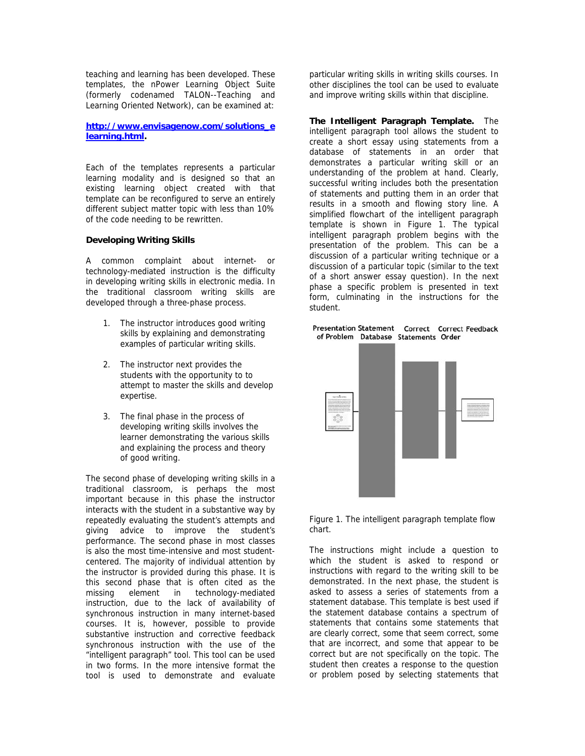teaching and learning has been developed. These templates, the nPower Learning Object Suite (formerly codenamed TALON--Teaching and Learning Oriented Network), can be examined at:

**http://www.envisagenow.com/solutions_elearning.html**.

Each of the templates represents a particular learning modality and is designed so that an existing learning object created with that template can be reconfigured to serve an entirely different subject matter topic with less than 10% of the code needing to be rewritten.

### Developing Writing Skills

A common complaint about internet- or technology-mediated instruction is the difficulty in developing writing skills in electronic media. In the traditional classroom writing skills are developed through a three-phase process.

1. The instructor introduces good writing skills by explaining and demonstrating examples of particular writing skills.

2. The instructor next provides the students with the opportunity to to attempt to master the skills and develop expertise.

3. The final phase in the process of developing writing skills involves the learner demonstrating the various skills and explaining the process and theory of good writing.

The second phase of developing writing skills in a traditional classroom, is perhaps the most important because in this phase the instructor interacts with the student in a substantive way by repeatedly evaluating the student's attempts and giving advice to improve the student's performance. The second phase in most classes is also the most time-intensive and most student-centered. The majority of individual attention by the instructor is provided during this phase. It is this second phase that is often cited as the missing element in technology-mediated instruction, due to the lack of availability of synchronous instruction in many internet-based courses. It is, however, possible to provide substantive instruction and corrective feedback synchronous instruction with the use of the "intelligent paragraph" tool. This tool can be used in two forms. In the more intensive format the tool is used to demonstrate and evaluate particular writing skills in writing skills courses. In other disciplines the tool can be used to evaluate and improve writing skills within that discipline.

**The Intelligent Paragraph Template.** The intelligent paragraph tool allows the student to create a short essay using statements from a database of statements in an order that demonstrates a particular writing skill or an understanding of the problem at hand. Clearly, successful writing includes both the presentation of statements and putting them in an order that results in a smooth and flowing story line. A simplified flowchart of the intelligent paragraph template is shown in Figure 1. The typical intelligent paragraph problem begins with the presentation of the problem. This can be a discussion of a particular writing technique or a discussion of a particular topic (similar to the text of a short answer essay question). In the next phase a specific problem is presented in text form, culminating in the instructions for the student.

Presentation of Problem | Statement Database | Correct Statements | Correct Order | Feedback

Figure 1. The intelligent paragraph template flow chart.

The instructions might include a question to which the student is asked to respond or instructions with regard to the writing skill to be demonstrated. In the next phase, the student is asked to assess a series of statements from a statement database. This template is best used if the statement database contains a spectrum of statements that contains some statements that are clearly correct, some that seem correct, some that are incorrect, and some that appear to be correct but are not specifically on the topic. The student then creates a response to the question or problem posed by selecting statements that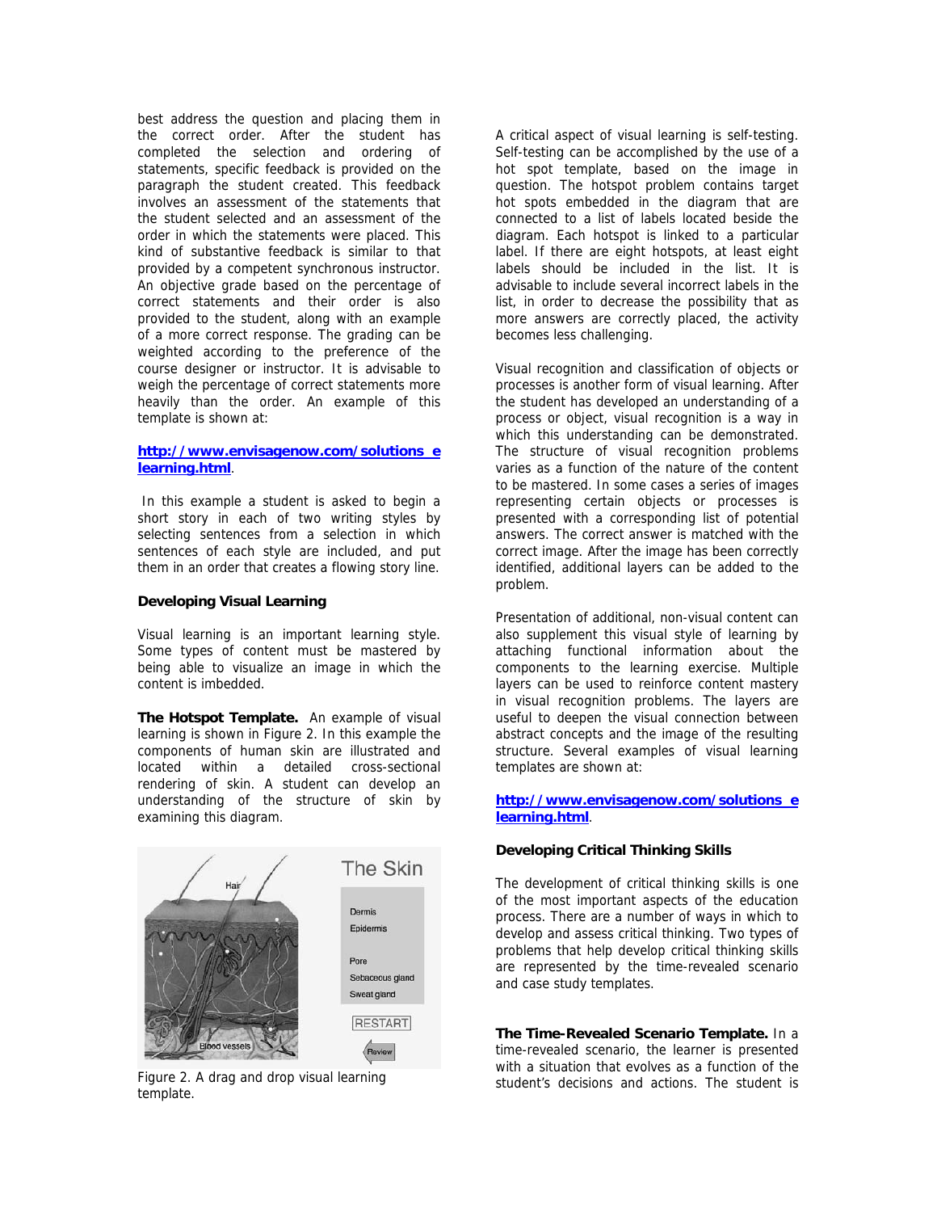best address the question and placing them in the correct order. After the student has completed the selection and ordering of statements, specific feedback is provided on the paragraph the student created. This feedback involves an assessment of the statements that the student selected and an assessment of the order in which the statements were placed. This kind of substantive feedback is similar to that provided by a competent synchronous instructor. An objective grade based on the percentage of correct statements and their order is also provided to the student, along with an example of a more correct response. The grading can be weighted according to the preference of the course designer or instructor. It is advisable to weigh the percentage of correct statements more heavily than the order. An example of this template is shown at:

**http://www.envisagenow.com/solutions_elearning.html**.

In this example a student is asked to begin a short story in each of two writing styles by selecting sentences from a selection in which sentences of each style are included, and put them in an order that creates a flowing story line.

**Developing Visual Learning**

Visual learning is an important learning style. Some types of content must be mastered by being able to visualize an image in which the content is imbedded.

**The Hotspot Template.** An example of visual learning is shown in Figure 2. In this example the components of human skin are illustrated and located within a detailed cross-sectional rendering of skin. A student can develop an understanding of the structure of skin by examining this diagram.

Figure 2. A drag and drop visual learning template.

A critical aspect of visual learning is self-testing. Self-testing can be accomplished by the use of a hot spot template, based on the image in question. The hotspot problem contains target hot spots embedded in the diagram that are connected to a list of labels located beside the diagram. Each hotspot is linked to a particular label. If there are eight hotspots, at least eight labels should be included in the list. It is advisable to include several incorrect labels in the list, in order to decrease the possibility that as more answers are correctly placed, the activity becomes less challenging.

Visual recognition and classification of objects or processes is another form of visual learning. After the student has developed an understanding of a process or object, visual recognition is a way in which this understanding can be demonstrated. The structure of visual recognition problems varies as a function of the nature of the content to be mastered. In some cases a series of images representing certain objects or processes is presented with a corresponding list of potential answers. The correct answer is matched with the correct image. After the image has been correctly identified, additional layers can be added to the problem.

Presentation of additional, non-visual content can also supplement this visual style of learning by attaching functional information about the components to the learning exercise. Multiple layers can be used to reinforce content mastery in visual recognition problems. The layers are useful to deepen the visual connection between abstract concepts and the image of the resulting structure. Several examples of visual learning templates are shown at:

**http://www.envisagenow.com/solutions_elearning.html**.

**Developing Critical Thinking Skills**

The development of critical thinking skills is one of the most important aspects of the education process. There are a number of ways in which to develop and assess critical thinking. Two types of problems that help develop critical thinking skills are represented by the time-revealed scenario and case study templates.

**The Time-Revealed Scenario Template.** In a time-revealed scenario, the learner is presented with a situation that evolves as a function of the student's decisions and actions. The student is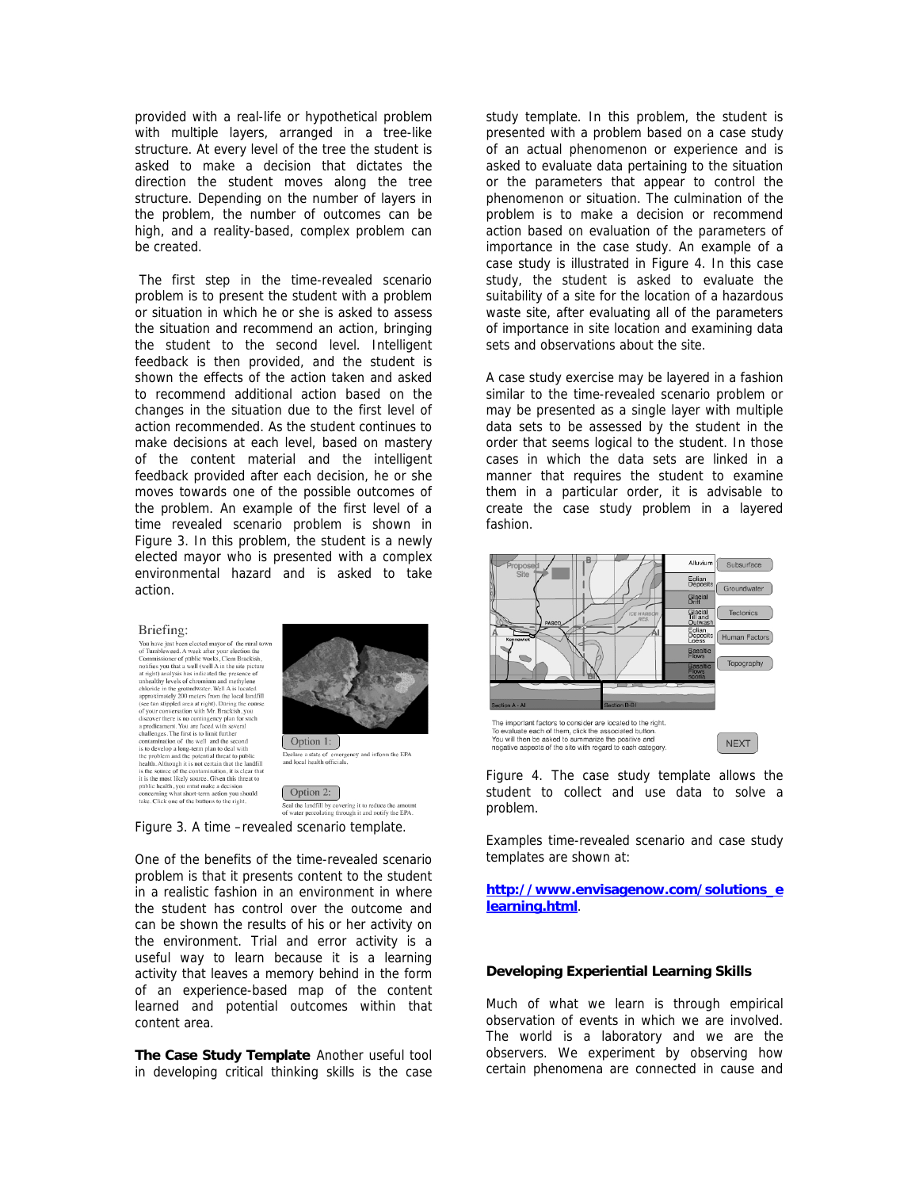provided with a real-life or hypothetical problem with multiple layers, arranged in a tree-like structure. At every level of the tree the student is asked to make a decision that dictates the direction the student moves along the tree structure. Depending on the number of layers in the problem, the number of outcomes can be high, and a reality-based, complex problem can be created.

The first step in the time-revealed scenario problem is to present the student with a problem or situation in which he or she is asked to assess the situation and recommend an action, bringing the student to the second level. Intelligent feedback is then provided, and the student is shown the effects of the action taken and asked to recommend additional action based on the changes in the situation due to the first level of action recommended. As the student continues to make decisions at each level, based on mastery of the content material and the intelligent feedback provided after each decision, he or she moves towards one of the possible outcomes of the problem. An example of the first level of a time revealed scenario problem is shown in Figure 3. In this problem, the student is a newly elected mayor who is presented with a complex environmental hazard and is asked to take action.

Briefing:

You have just been elected mayor of the rural town of Tumbleweed. A week after your election the Commissioner of public works, Clem Brackish, notifies you that a well (well A in the site picture at right) analysis has indicated the presence of unhealthy levels of chromium and methylene chloride in the groundwater. Well A is located approximately 200 meters from the local landfill (see tan stippled area at right). During the course of your conversation with Mr. Brackish, you discover there is no contingency plan for such a predicament. You are faced with several challenges. The first is to limit further contamination of the well and the second is to develop a long-term plan to deal with the problem and the potential threat to public health. Although it is not certain that the landfill is the source of the contamination, it is clear that it is the most likely source. Given this threat to public health, you must make a decision concerning what short-term action you should take. Click one of the buttons to the right.

Option 1: Declare a state of emergency and inform the EPA and local health officials.

Option 2: Seal the landfill by covering it to reduce the amount of water percolating through it and notify the EPA.

Figure 3. A time –revealed scenario template.

One of the benefits of the time-revealed scenario problem is that it presents content to the student in a realistic fashion in an environment in where the student has control over the outcome and can be shown the results of his or her activity on the environment. Trial and error activity is a useful way to learn because it is a learning activity that leaves a memory behind in the form of an experience-based map of the content learned and potential outcomes within that content area.

**The Case Study Template** Another useful tool in developing critical thinking skills is the case study template. In this problem, the student is presented with a problem based on a case study of an actual phenomenon or experience and is asked to evaluate data pertaining to the situation or the parameters that appear to control the phenomenon or situation. The culmination of the problem is to make a decision or recommend action based on evaluation of the parameters of importance in the case study. An example of a case study is illustrated in Figure 4. In this case study, the student is asked to evaluate the suitability of a site for the location of a hazardous waste site, after evaluating all of the parameters of importance in site location and examining data sets and observations about the site.

A case study exercise may be layered in a fashion similar to the time-revealed scenario problem or may be presented as a single layer with multiple data sets to be assessed by the student in the order that seems logical to the student. In those cases in which the data sets are linked in a manner that requires the student to examine them in a particular order, it is advisable to create the case study problem in a layered fashion.

Figure 4. The case study template allows the student to collect and use data to solve a problem.

Examples time-revealed scenario and case study templates are shown at:

**http://www.envisagenow.com/solutions_elearning.html**.

### Developing Experiential Learning Skills

Much of what we learn is through empirical observation of events in which we are involved. The world is a laboratory and we are the observers. We experiment by observing how certain phenomena are connected in cause and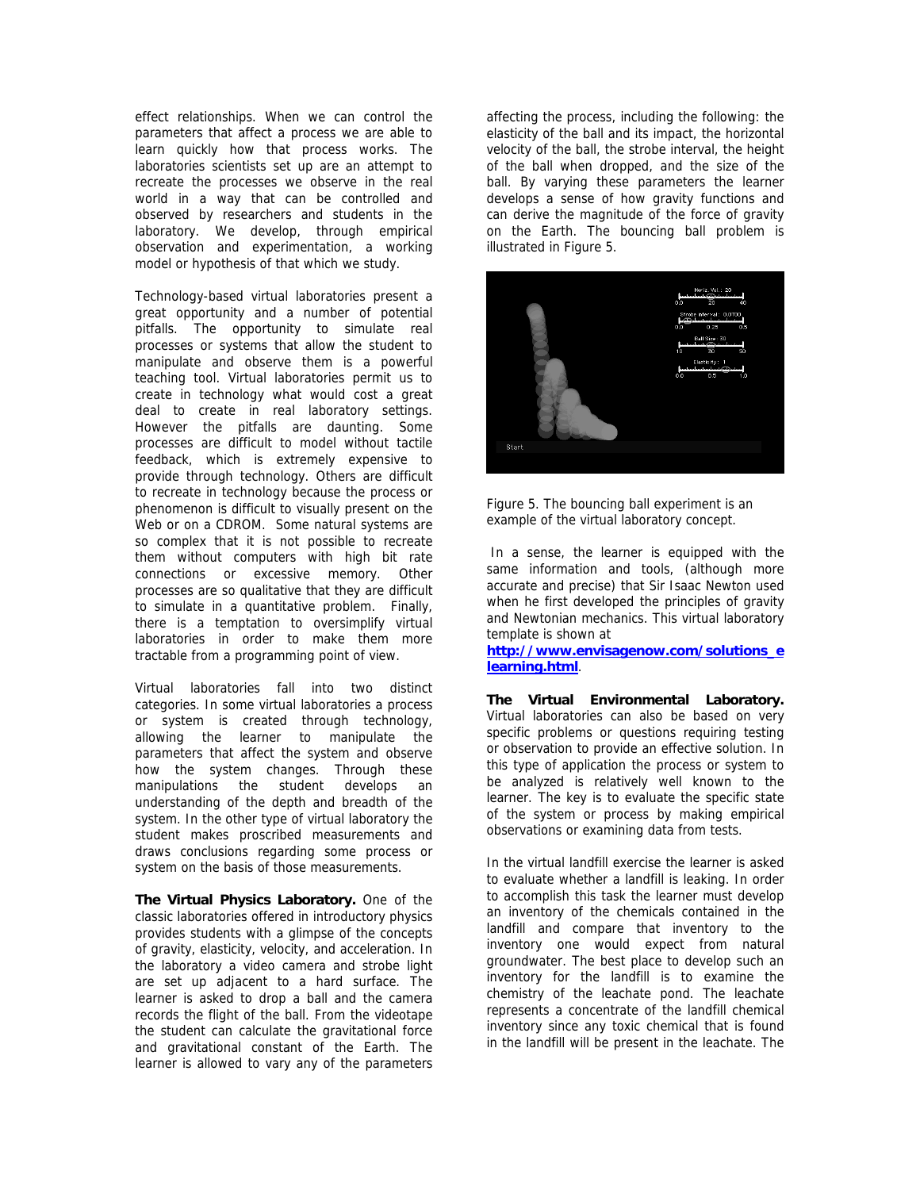effect relationships. When we can control the parameters that affect a process we are able to learn quickly how that process works. The laboratories scientists set up are an attempt to recreate the processes we observe in the real world in a way that can be controlled and observed by researchers and students in the laboratory. We develop, through empirical observation and experimentation, a working model or hypothesis of that which we study.

Technology-based virtual laboratories present a great opportunity and a number of potential pitfalls. The opportunity to simulate real processes or systems that allow the student to manipulate and observe them is a powerful teaching tool. Virtual laboratories permit us to create in technology what would cost a great deal to create in real laboratory settings. However the pitfalls are daunting. Some processes are difficult to model without tactile feedback, which is extremely expensive to provide through technology. Others are difficult to recreate in technology because the process or phenomenon is difficult to visually present on the Web or on a CDROM. Some natural systems are so complex that it is not possible to recreate them without computers with high bit rate connections or excessive memory. Other processes are so qualitative that they are difficult to simulate in a quantitative problem. Finally, there is a temptation to oversimplify virtual laboratories in order to make them more tractable from a programming point of view.

Virtual laboratories fall into two distinct categories. In some virtual laboratories a process or system is created through technology, allowing the learner to manipulate the parameters that affect the system and observe how the system changes. Through these manipulations the student develops an understanding of the depth and breadth of the system. In the other type of virtual laboratory the student makes proscribed measurements and draws conclusions regarding some process or system on the basis of those measurements.

**The Virtual Physics Laboratory.** One of the classic laboratories offered in introductory physics provides students with a glimpse of the concepts of gravity, elasticity, velocity, and acceleration. In the laboratory a video camera and strobe light are set up adjacent to a hard surface. The learner is asked to drop a ball and the camera records the flight of the ball. From the videotape the student can calculate the gravitational force and gravitational constant of the Earth. The learner is allowed to vary any of the parameters affecting the process, including the following: the elasticity of the ball and its impact, the horizontal velocity of the ball, the strobe interval, the height of the ball when dropped, and the size of the ball. By varying these parameters the learner develops a sense of how gravity functions and can derive the magnitude of the force of gravity on the Earth. The bouncing ball problem is illustrated in Figure 5.

Figure 5. The bouncing ball experiment is an example of the virtual laboratory concept.

In a sense, the learner is equipped with the same information and tools, (although more accurate and precise) that Sir Isaac Newton used when he first developed the principles of gravity and Newtonian mechanics. This virtual laboratory template is shown at **http://www.envisagenow.com/solutions_elearning.html**.

**The Virtual Environmental Laboratory.** Virtual laboratories can also be based on very specific problems or questions requiring testing or observation to provide an effective solution. In this type of application the process or system to be analyzed is relatively well known to the learner. The key is to evaluate the specific state of the system or process by making empirical observations or examining data from tests.

In the virtual landfill exercise the learner is asked to evaluate whether a landfill is leaking. In order to accomplish this task the learner must develop an inventory of the chemicals contained in the landfill and compare that inventory to the inventory one would expect from natural groundwater. The best place to develop such an inventory for the landfill is to examine the chemistry of the leachate pond. The leachate represents a concentrate of the landfill chemical inventory since any toxic chemical that is found in the landfill will be present in the leachate. The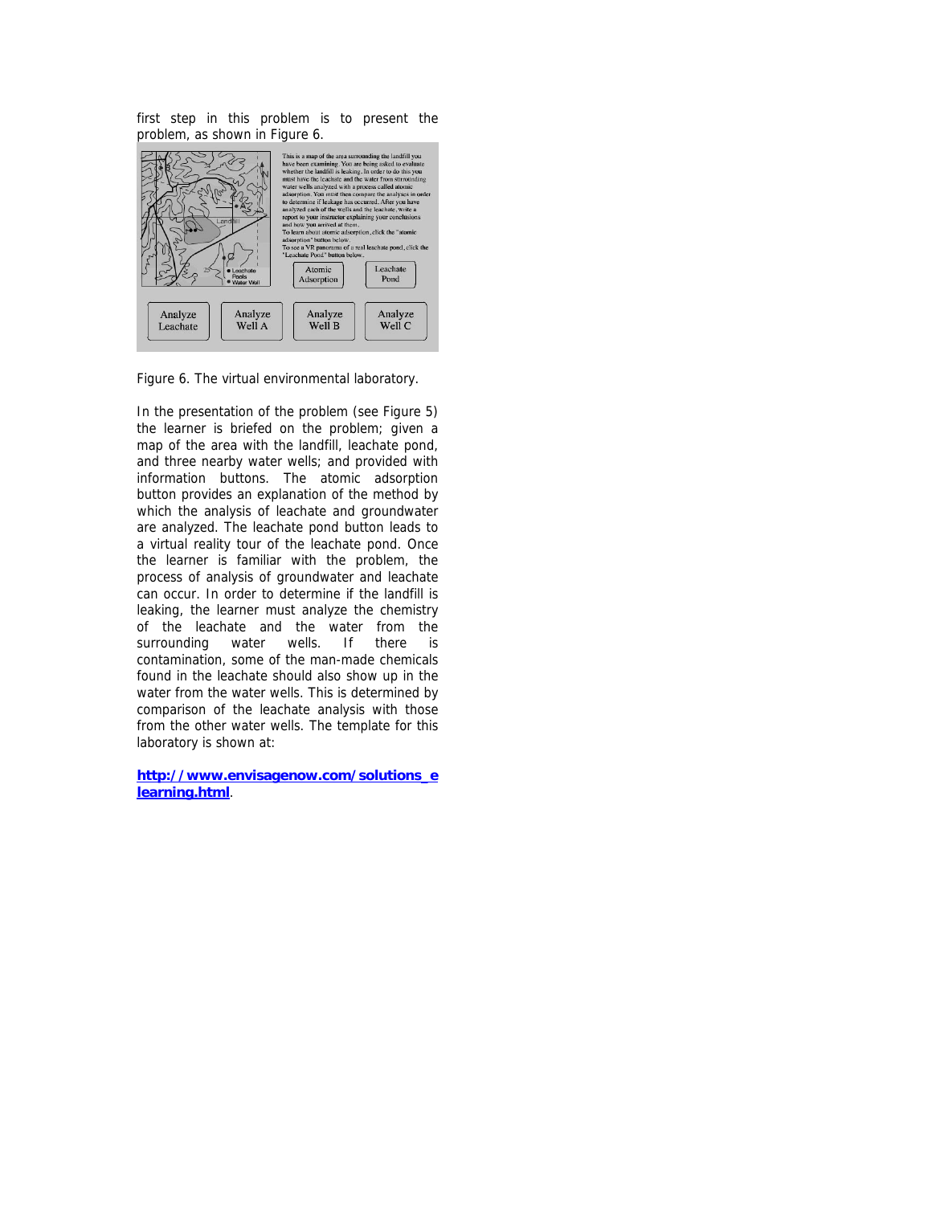first step in this problem is to present the problem, as shown in Figure 6.

Figure 6. The virtual environmental laboratory.

In the presentation of the problem (see Figure 5) the learner is briefed on the problem; given a map of the area with the landfill, leachate pond, and three nearby water wells; and provided with information buttons. The atomic adsorption button provides an explanation of the method by which the analysis of leachate and groundwater are analyzed. The leachate pond button leads to a virtual reality tour of the leachate pond. Once the learner is familiar with the problem, the process of analysis of groundwater and leachate can occur. In order to determine if the landfill is leaking, the learner must analyze the chemistry of the leachate and the water from the surrounding water wells. If there is contamination, some of the man-made chemicals found in the leachate should also show up in the water from the water wells. This is determined by comparison of the leachate analysis with those from the other water wells. The template for this laboratory is shown at:

**http://www.envisagenow.com/solutions_elearning.html**.